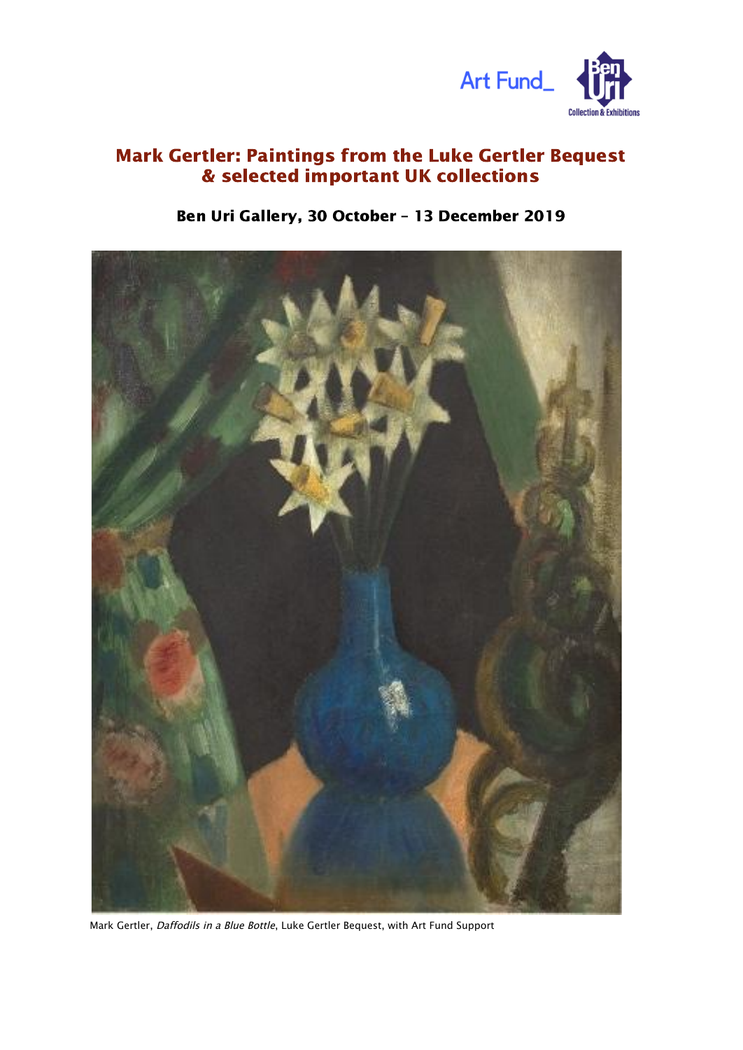Art Fund_ Ben Uri Collection & Exhibitions

# Mark Gertler: Paintings from the Luke Gertler Bequest & selected important UK collections

## Ben Uri Gallery, 30 October – 13 December 2019

Mark Gertler, *Daffodils in a Blue Bottle*, Luke Gertler Bequest, with Art Fund Support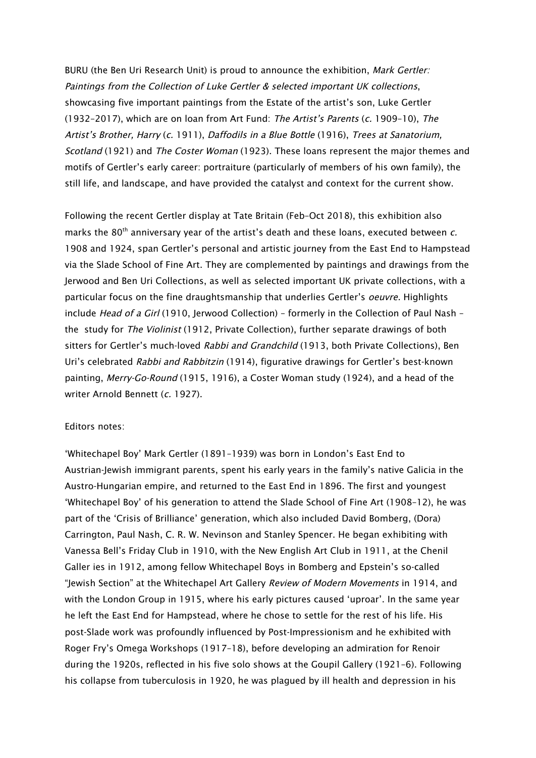BURU (the Ben Uri Research Unit) is proud to announce the exhibition, *Mark Gertler: Paintings from the Collection of Luke Gertler & selected important UK collections*, showcasing five important paintings from the Estate of the artist's son, Luke Gertler (1932–2017), which are on loan from Art Fund: *The Artist's Parents* (*c.* 1909–10), *The Artist's Brother, Harry* (*c.* 1911), *Daffodils in a Blue Bottle* (1916), *Trees at Sanatorium, Scotland* (1921) and *The Coster Woman* (1923). These loans represent the major themes and motifs of Gertler's early career: portraiture (particularly of members of his own family), the still life, and landscape, and have provided the catalyst and context for the current show.

Following the recent Gertler display at Tate Britain (Feb–Oct 2018), this exhibition also marks the 80th anniversary year of the artist's death and these loans, executed between *c.* 1908 and 1924, span Gertler's personal and artistic journey from the East End to Hampstead via the Slade School of Fine Art. They are complemented by paintings and drawings from the Jerwood and Ben Uri Collections, as well as selected important UK private collections, with a particular focus on the fine draughtsmanship that underlies Gertler's *oeuvre*. Highlights include *Head of a Girl* (1910, Jerwood Collection) – formerly in the Collection of Paul Nash – the study for *The Violinist* (1912, Private Collection), further separate drawings of both sitters for Gertler's much-loved *Rabbi and Grandchild* (1913, both Private Collections), Ben Uri's celebrated *Rabbi and Rabbitzin* (1914), figurative drawings for Gertler's best-known painting, *Merry-Go-Round* (1915, 1916), a Coster Woman study (1924), and a head of the writer Arnold Bennett (*c.* 1927).

Editors notes:

'Whitechapel Boy' Mark Gertler (1891–1939) was born in London's East End to Austrian-Jewish immigrant parents, spent his early years in the family's native Galicia in the Austro-Hungarian empire, and returned to the East End in 1896. The first and youngest 'Whitechapel Boy' of his generation to attend the Slade School of Fine Art (1908–12), he was part of the 'Crisis of Brilliance' generation, which also included David Bomberg, (Dora) Carrington, Paul Nash, C. R. W. Nevinson and Stanley Spencer. He began exhibiting with Vanessa Bell's Friday Club in 1910, with the New English Art Club in 1911, at the Chenil Galler ies in 1912, among fellow Whitechapel Boys in Bomberg and Epstein's so-called "Jewish Section" at the Whitechapel Art Gallery *Review of Modern Movements* in 1914, and with the London Group in 1915, where his early pictures caused 'uproar'. In the same year he left the East End for Hampstead, where he chose to settle for the rest of his life. His post-Slade work was profoundly influenced by Post-Impressionism and he exhibited with Roger Fry's Omega Workshops (1917–18), before developing an admiration for Renoir during the 1920s, reflected in his five solo shows at the Goupil Gallery (1921–6). Following his collapse from tuberculosis in 1920, he was plagued by ill health and depression in his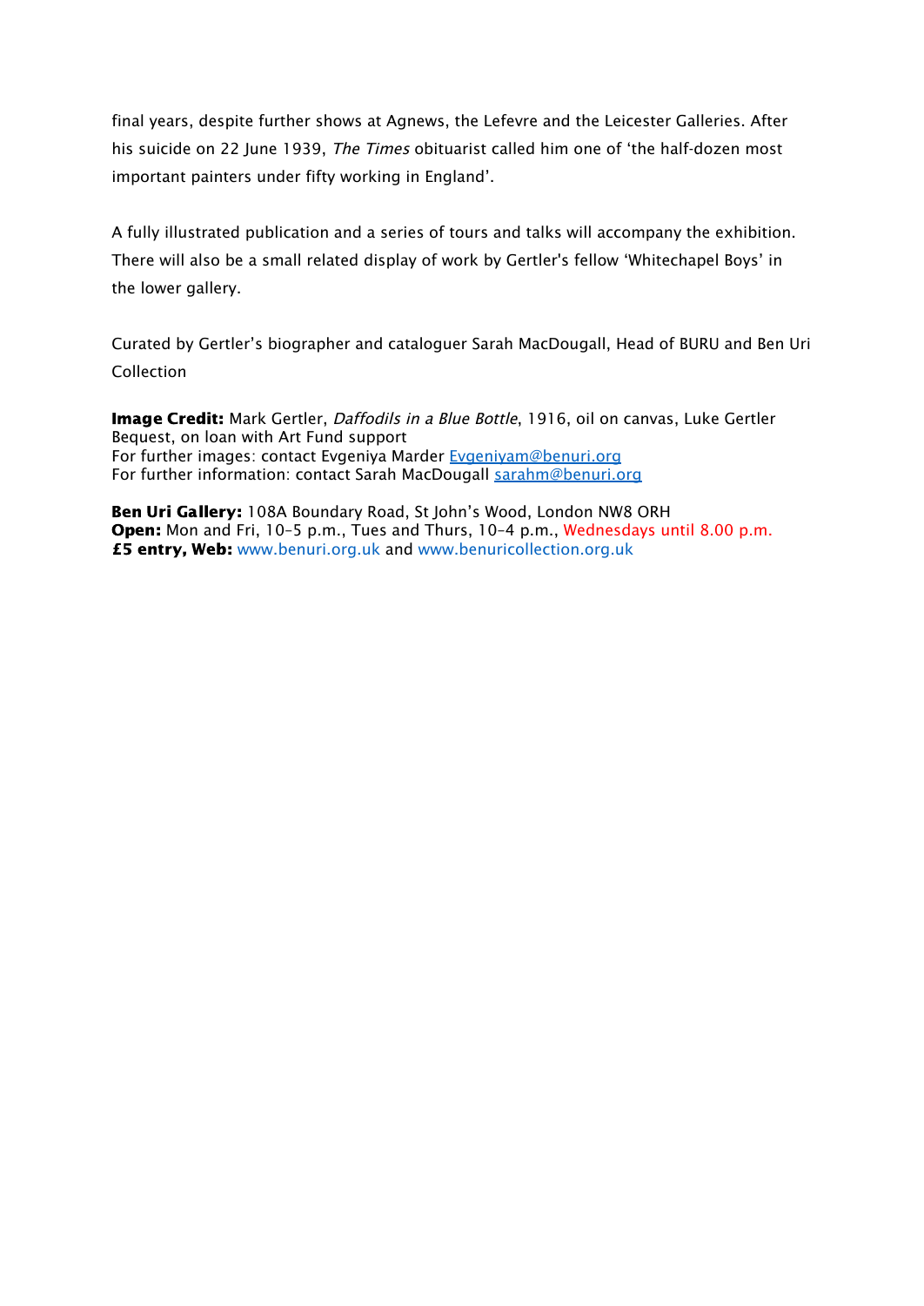final years, despite further shows at Agnews, the Lefevre and the Leicester Galleries. After his suicide on 22 June 1939, *The Times* obituarist called him one of 'the half-dozen most important painters under fifty working in England'.

A fully illustrated publication and a series of tours and talks will accompany the exhibition. There will also be a small related display of work by Gertler's fellow 'Whitechapel Boys' in the lower gallery.

Curated by Gertler's biographer and cataloguer Sarah MacDougall, Head of BURU and Ben Uri Collection

**Image Credit:** Mark Gertler, *Daffodils in a Blue Bottle*, 1916, oil on canvas, Luke Gertler Bequest, on loan with Art Fund support
For further images: contact Evgeniya Marder Evgeniyam@benuri.org
For further information: contact Sarah MacDougall sarahm@benuri.org

**Ben Uri Gallery:** 108A Boundary Road, St John's Wood, London NW8 ORH
**Open:** Mon and Fri, 10–5 p.m., Tues and Thurs, 10–4 p.m., Wednesdays until 8.00 p.m.
**£5 entry, Web:** www.benuri.org.uk and www.benuricollection.org.uk